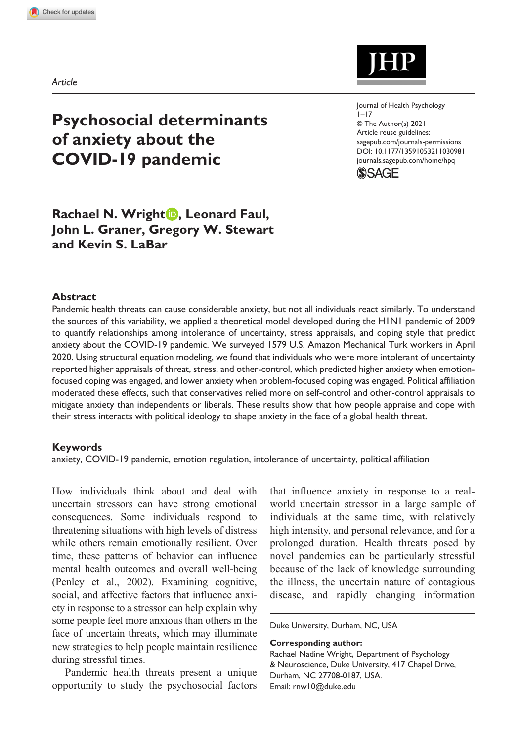*Article*

# Psychosocial determinants of anxiety about the COVID-19 pandemic

Journal of Health Psychology
1–17
© The Author(s) 2021
Article reuse guidelines:
sagepub.com/journals-permissions
DOI: 10.1177/13591053211030981
journals.sagepub.com/home/hpq

**Rachael N. Wright, Leonard Faul, John L. Graner, Gregory W. Stewart and Kevin S. LaBar**

## Abstract

Pandemic health threats can cause considerable anxiety, but not all individuals react similarly. To understand the sources of this variability, we applied a theoretical model developed during the H1N1 pandemic of 2009 to quantify relationships among intolerance of uncertainty, stress appraisals, and coping style that predict anxiety about the COVID-19 pandemic. We surveyed 1579 U.S. Amazon Mechanical Turk workers in April 2020. Using structural equation modeling, we found that individuals who were more intolerant of uncertainty reported higher appraisals of threat, stress, and other-control, which predicted higher anxiety when emotion-focused coping was engaged, and lower anxiety when problem-focused coping was engaged. Political affiliation moderated these effects, such that conservatives relied more on self-control and other-control appraisals to mitigate anxiety than independents or liberals. These results show that how people appraise and cope with their stress interacts with political ideology to shape anxiety in the face of a global health threat.

## Keywords

anxiety, COVID-19 pandemic, emotion regulation, intolerance of uncertainty, political affiliation

How individuals think about and deal with uncertain stressors can have strong emotional consequences. Some individuals respond to threatening situations with high levels of distress while others remain emotionally resilient. Over time, these patterns of behavior can influence mental health outcomes and overall well-being (Penley et al., 2002). Examining cognitive, social, and affective factors that influence anxiety in response to a stressor can help explain why some people feel more anxious than others in the face of uncertain threats, which may illuminate new strategies to help people maintain resilience during stressful times.

Pandemic health threats present a unique opportunity to study the psychosocial factors that influence anxiety in response to a real-world uncertain stressor in a large sample of individuals at the same time, with relatively high intensity, and personal relevance, and for a prolonged duration. Health threats posed by novel pandemics can be particularly stressful because of the lack of knowledge surrounding the illness, the uncertain nature of contagious disease, and rapidly changing information

Duke University, Durham, NC, USA

**Corresponding author:**
Rachael Nadine Wright, Department of Psychology & Neuroscience, Duke University, 417 Chapel Drive, Durham, NC 27708-0187, USA.
Email: rnw10@duke.edu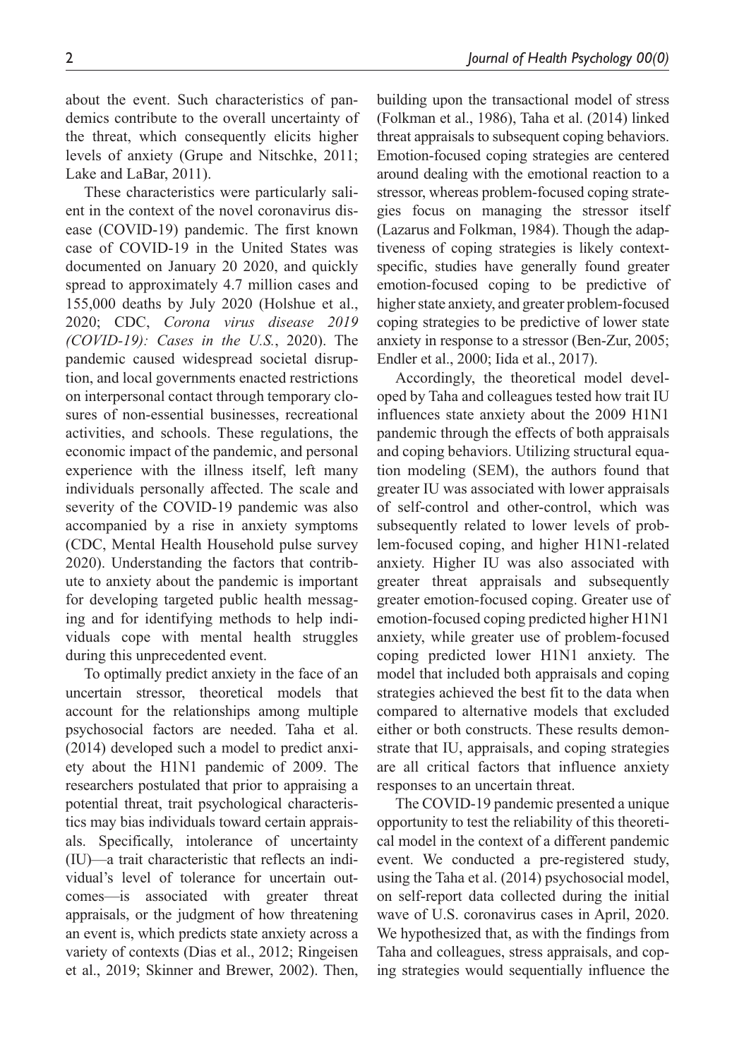about the event. Such characteristics of pandemics contribute to the overall uncertainty of the threat, which consequently elicits higher levels of anxiety (Grupe and Nitschke, 2011; Lake and LaBar, 2011).

These characteristics were particularly salient in the context of the novel coronavirus disease (COVID-19) pandemic. The first known case of COVID-19 in the United States was documented on January 20 2020, and quickly spread to approximately 4.7 million cases and 155,000 deaths by July 2020 (Holshue et al., 2020; CDC, *Corona virus disease 2019 (COVID-19): Cases in the U.S.*, 2020). The pandemic caused widespread societal disruption, and local governments enacted restrictions on interpersonal contact through temporary closures of non-essential businesses, recreational activities, and schools. These regulations, the economic impact of the pandemic, and personal experience with the illness itself, left many individuals personally affected. The scale and severity of the COVID-19 pandemic was also accompanied by a rise in anxiety symptoms (CDC, Mental Health Household pulse survey 2020). Understanding the factors that contribute to anxiety about the pandemic is important for developing targeted public health messaging and for identifying methods to help individuals cope with mental health struggles during this unprecedented event.

To optimally predict anxiety in the face of an uncertain stressor, theoretical models that account for the relationships among multiple psychosocial factors are needed. Taha et al. (2014) developed such a model to predict anxiety about the H1N1 pandemic of 2009. The researchers postulated that prior to appraising a potential threat, trait psychological characteristics may bias individuals toward certain appraisals. Specifically, intolerance of uncertainty (IU)—a trait characteristic that reflects an individual's level of tolerance for uncertain outcomes—is associated with greater threat appraisals, or the judgment of how threatening an event is, which predicts state anxiety across a variety of contexts (Dias et al., 2012; Ringeisen et al., 2019; Skinner and Brewer, 2002). Then, building upon the transactional model of stress (Folkman et al., 1986), Taha et al. (2014) linked threat appraisals to subsequent coping behaviors. Emotion-focused coping strategies are centered around dealing with the emotional reaction to a stressor, whereas problem-focused coping strategies focus on managing the stressor itself (Lazarus and Folkman, 1984). Though the adaptiveness of coping strategies is likely context-specific, studies have generally found greater emotion-focused coping to be predictive of higher state anxiety, and greater problem-focused coping strategies to be predictive of lower state anxiety in response to a stressor (Ben-Zur, 2005; Endler et al., 2000; Iida et al., 2017).

Accordingly, the theoretical model developed by Taha and colleagues tested how trait IU influences state anxiety about the 2009 H1N1 pandemic through the effects of both appraisals and coping behaviors. Utilizing structural equation modeling (SEM), the authors found that greater IU was associated with lower appraisals of self-control and other-control, which was subsequently related to lower levels of problem-focused coping, and higher H1N1-related anxiety. Higher IU was also associated with greater threat appraisals and subsequently greater emotion-focused coping. Greater use of emotion-focused coping predicted higher H1N1 anxiety, while greater use of problem-focused coping predicted lower H1N1 anxiety. The model that included both appraisals and coping strategies achieved the best fit to the data when compared to alternative models that excluded either or both constructs. These results demonstrate that IU, appraisals, and coping strategies are all critical factors that influence anxiety responses to an uncertain threat.

The COVID-19 pandemic presented a unique opportunity to test the reliability of this theoretical model in the context of a different pandemic event. We conducted a pre-registered study, using the Taha et al. (2014) psychosocial model, on self-report data collected during the initial wave of U.S. coronavirus cases in April, 2020. We hypothesized that, as with the findings from Taha and colleagues, stress appraisals, and coping strategies would sequentially influence the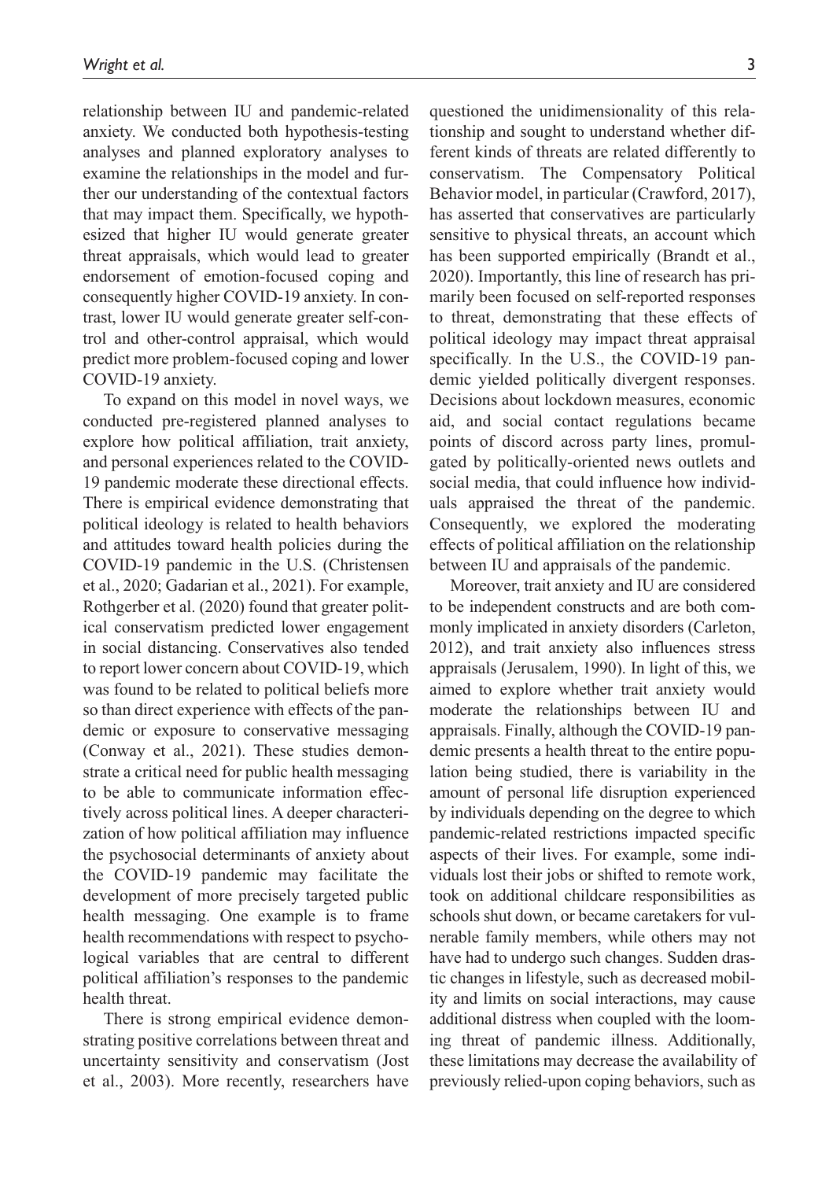relationship between IU and pandemic-related anxiety. We conducted both hypothesis-testing analyses and planned exploratory analyses to examine the relationships in the model and further our understanding of the contextual factors that may impact them. Specifically, we hypothesized that higher IU would generate greater threat appraisals, which would lead to greater endorsement of emotion-focused coping and consequently higher COVID-19 anxiety. In contrast, lower IU would generate greater self-control and other-control appraisal, which would predict more problem-focused coping and lower COVID-19 anxiety.

To expand on this model in novel ways, we conducted pre-registered planned analyses to explore how political affiliation, trait anxiety, and personal experiences related to the COVID-19 pandemic moderate these directional effects. There is empirical evidence demonstrating that political ideology is related to health behaviors and attitudes toward health policies during the COVID-19 pandemic in the U.S. (Christensen et al., 2020; Gadarian et al., 2021). For example, Rothgerber et al. (2020) found that greater political conservatism predicted lower engagement in social distancing. Conservatives also tended to report lower concern about COVID-19, which was found to be related to political beliefs more so than direct experience with effects of the pandemic or exposure to conservative messaging (Conway et al., 2021). These studies demonstrate a critical need for public health messaging to be able to communicate information effectively across political lines. A deeper characterization of how political affiliation may influence the psychosocial determinants of anxiety about the COVID-19 pandemic may facilitate the development of more precisely targeted public health messaging. One example is to frame health recommendations with respect to psychological variables that are central to different political affiliation's responses to the pandemic health threat.

There is strong empirical evidence demonstrating positive correlations between threat and uncertainty sensitivity and conservatism (Jost et al., 2003). More recently, researchers have questioned the unidimensionality of this relationship and sought to understand whether different kinds of threats are related differently to conservatism. The Compensatory Political Behavior model, in particular (Crawford, 2017), has asserted that conservatives are particularly sensitive to physical threats, an account which has been supported empirically (Brandt et al., 2020). Importantly, this line of research has primarily been focused on self-reported responses to threat, demonstrating that these effects of political ideology may impact threat appraisal specifically. In the U.S., the COVID-19 pandemic yielded politically divergent responses. Decisions about lockdown measures, economic aid, and social contact regulations became points of discord across party lines, promulgated by politically-oriented news outlets and social media, that could influence how individuals appraised the threat of the pandemic. Consequently, we explored the moderating effects of political affiliation on the relationship between IU and appraisals of the pandemic.

Moreover, trait anxiety and IU are considered to be independent constructs and are both commonly implicated in anxiety disorders (Carleton, 2012), and trait anxiety also influences stress appraisals (Jerusalem, 1990). In light of this, we aimed to explore whether trait anxiety would moderate the relationships between IU and appraisals. Finally, although the COVID-19 pandemic presents a health threat to the entire population being studied, there is variability in the amount of personal life disruption experienced by individuals depending on the degree to which pandemic-related restrictions impacted specific aspects of their lives. For example, some individuals lost their jobs or shifted to remote work, took on additional childcare responsibilities as schools shut down, or became caretakers for vulnerable family members, while others may not have had to undergo such changes. Sudden drastic changes in lifestyle, such as decreased mobility and limits on social interactions, may cause additional distress when coupled with the looming threat of pandemic illness. Additionally, these limitations may decrease the availability of previously relied-upon coping behaviors, such as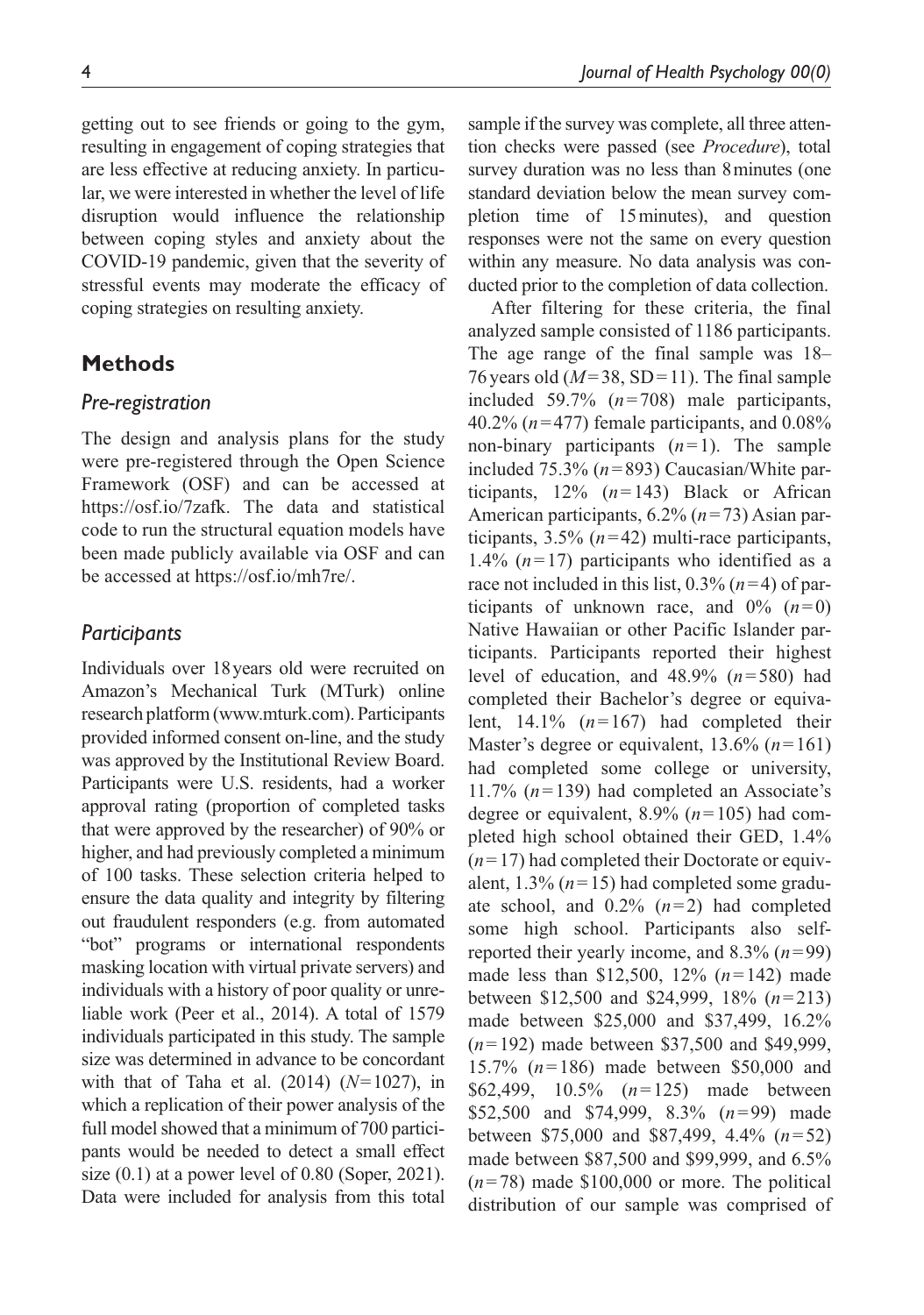getting out to see friends or going to the gym, resulting in engagement of coping strategies that are less effective at reducing anxiety. In particular, we were interested in whether the level of life disruption would influence the relationship between coping styles and anxiety about the COVID-19 pandemic, given that the severity of stressful events may moderate the efficacy of coping strategies on resulting anxiety.

## Methods

### Pre-registration

The design and analysis plans for the study were pre-registered through the Open Science Framework (OSF) and can be accessed at https://osf.io/7zafk. The data and statistical code to run the structural equation models have been made publicly available via OSF and can be accessed at https://osf.io/mh7re/.

### Participants

Individuals over 18 years old were recruited on Amazon's Mechanical Turk (MTurk) online research platform (www.mturk.com). Participants provided informed consent on-line, and the study was approved by the Institutional Review Board. Participants were U.S. residents, had a worker approval rating (proportion of completed tasks that were approved by the researcher) of 90% or higher, and had previously completed a minimum of 100 tasks. These selection criteria helped to ensure the data quality and integrity by filtering out fraudulent responders (e.g. from automated "bot" programs or international respondents masking location with virtual private servers) and individuals with a history of poor quality or unreliable work (Peer et al., 2014). A total of 1579 individuals participated in this study. The sample size was determined in advance to be concordant with that of Taha et al. (2014) ($N$=1027), in which a replication of their power analysis of the full model showed that a minimum of 700 participants would be needed to detect a small effect size (0.1) at a power level of 0.80 (Soper, 2021). Data were included for analysis from this total sample if the survey was complete, all three attention checks were passed (see *Procedure*), total survey duration was no less than 8 minutes (one standard deviation below the mean survey completion time of 15 minutes), and question responses were not the same on every question within any measure. No data analysis was conducted prior to the completion of data collection.

After filtering for these criteria, the final analyzed sample consisted of 1186 participants. The age range of the final sample was 18–76 years old ($M$=38, SD=11). The final sample included 59.7% ($n$=708) male participants, 40.2% ($n$=477) female participants, and 0.08% non-binary participants ($n$=1). The sample included 75.3% ($n$=893) Caucasian/White participants, 12% ($n$=143) Black or African American participants, 6.2% ($n$=73) Asian participants, 3.5% ($n$=42) multi-race participants, 1.4% ($n$=17) participants who identified as a race not included in this list, 0.3% ($n$=4) of participants of unknown race, and 0% ($n$=0) Native Hawaiian or other Pacific Islander participants. Participants reported their highest level of education, and 48.9% ($n$=580) had completed their Bachelor's degree or equivalent, 14.1% ($n$=167) had completed their Master's degree or equivalent, 13.6% ($n$=161) had completed some college or university, 11.7% ($n$=139) had completed an Associate's degree or equivalent, 8.9% ($n$=105) had completed high school obtained their GED, 1.4% ($n$=17) had completed their Doctorate or equivalent, 1.3% ($n$=15) had completed some graduate school, and 0.2% ($n$=2) had completed some high school. Participants also self-reported their yearly income, and 8.3% ($n$=99) made less than \$12,500, 12% ($n$=142) made between \$12,500 and \$24,999, 18% ($n$=213) made between \$25,000 and \$37,499, 16.2% ($n$=192) made between \$37,500 and \$49,999, 15.7% ($n$=186) made between \$50,000 and \$62,499, 10.5% ($n$=125) made between \$52,500 and \$74,999, 8.3% ($n$=99) made between \$75,000 and \$87,499, 4.4% ($n$=52) made between \$87,500 and \$99,999, and 6.5% ($n$=78) made \$100,000 or more. The political distribution of our sample was comprised of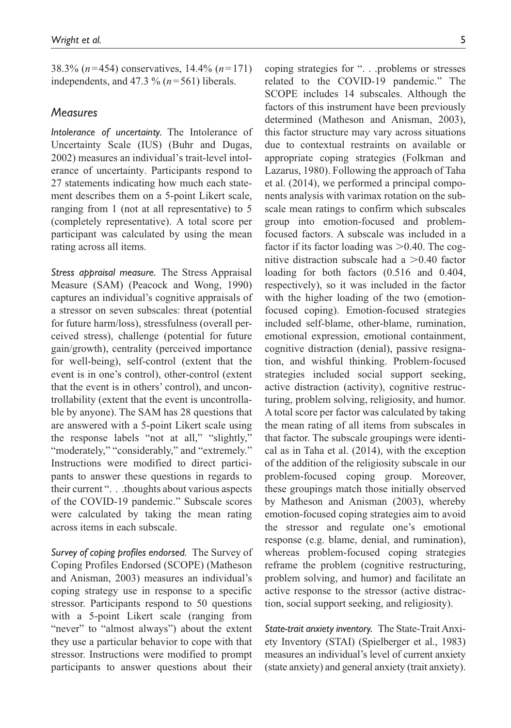38.3% ($n = 454$) conservatives, 14.4% ($n = 171$) independents, and 47.3 % ($n = 561$) liberals.

## Measures

***Intolerance of uncertainty.*** The Intolerance of Uncertainty Scale (IUS) (Buhr and Dugas, 2002) measures an individual's trait-level intolerance of uncertainty. Participants respond to 27 statements indicating how much each statement describes them on a 5-point Likert scale, ranging from 1 (not at all representative) to 5 (completely representative). A total score per participant was calculated by using the mean rating across all items.

***Stress appraisal measure.*** The Stress Appraisal Measure (SAM) (Peacock and Wong, 1990) captures an individual's cognitive appraisals of a stressor on seven subscales: threat (potential for future harm/loss), stressfulness (overall perceived stress), challenge (potential for future gain/growth), centrality (perceived importance for well-being), self-control (extent that the event is in one's control), other-control (extent that the event is in others' control), and uncontrollability (extent that the event is uncontrollable by anyone). The SAM has 28 questions that are answered with a 5-point Likert scale using the response labels "not at all," "slightly," "moderately," "considerably," and "extremely." Instructions were modified to direct participants to answer these questions in regards to their current ". . .thoughts about various aspects of the COVID-19 pandemic." Subscale scores were calculated by taking the mean rating across items in each subscale.

***Survey of coping profiles endorsed.*** The Survey of Coping Profiles Endorsed (SCOPE) (Matheson and Anisman, 2003) measures an individual's coping strategy use in response to a specific stressor. Participants respond to 50 questions with a 5-point Likert scale (ranging from "never" to "almost always") about the extent they use a particular behavior to cope with that stressor. Instructions were modified to prompt participants to answer questions about their coping strategies for ". . .problems or stresses related to the COVID-19 pandemic." The SCOPE includes 14 subscales. Although the factors of this instrument have been previously determined (Matheson and Anisman, 2003), this factor structure may vary across situations due to contextual restraints on available or appropriate coping strategies (Folkman and Lazarus, 1980). Following the approach of Taha et al. (2014), we performed a principal components analysis with varimax rotation on the subscale mean ratings to confirm which subscales group into emotion-focused and problem-focused factors. A subscale was included in a factor if its factor loading was $>0.40$. The cognitive distraction subscale had a $>0.40$ factor loading for both factors (0.516 and 0.404, respectively), so it was included in the factor with the higher loading of the two (emotion-focused coping). Emotion-focused strategies included self-blame, other-blame, rumination, emotional expression, emotional containment, cognitive distraction (denial), passive resignation, and wishful thinking. Problem-focused strategies included social support seeking, active distraction (activity), cognitive restructuring, problem solving, religiosity, and humor. A total score per factor was calculated by taking the mean rating of all items from subscales in that factor. The subscale groupings were identical as in Taha et al. (2014), with the exception of the addition of the religiosity subscale in our problem-focused coping group. Moreover, these groupings match those initially observed by Matheson and Anisman (2003), whereby emotion-focused coping strategies aim to avoid the stressor and regulate one's emotional response (e.g. blame, denial, and rumination), whereas problem-focused coping strategies reframe the problem (cognitive restructuring, problem solving, and humor) and facilitate an active response to the stressor (active distraction, social support seeking, and religiosity).

***State-trait anxiety inventory.*** The State-Trait Anxiety Inventory (STAI) (Spielberger et al., 1983) measures an individual's level of current anxiety (state anxiety) and general anxiety (trait anxiety).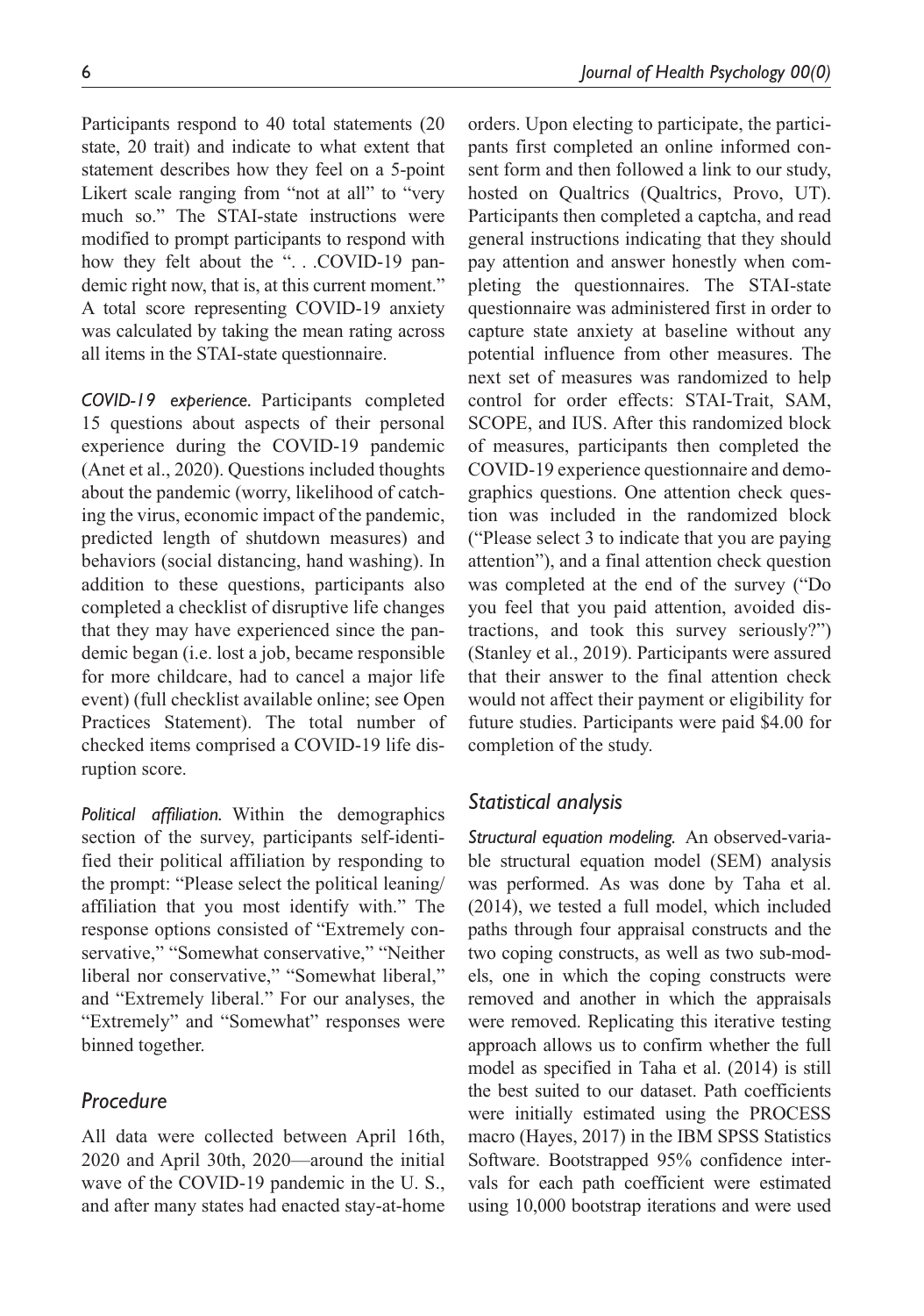Participants respond to 40 total statements (20 state, 20 trait) and indicate to what extent that statement describes how they feel on a 5-point Likert scale ranging from "not at all" to "very much so." The STAI-state instructions were modified to prompt participants to respond with how they felt about the ". . .COVID-19 pandemic right now, that is, at this current moment." A total score representing COVID-19 anxiety was calculated by taking the mean rating across all items in the STAI-state questionnaire.

*COVID-19 experience.* Participants completed 15 questions about aspects of their personal experience during the COVID-19 pandemic (Anet et al., 2020). Questions included thoughts about the pandemic (worry, likelihood of catching the virus, economic impact of the pandemic, predicted length of shutdown measures) and behaviors (social distancing, hand washing). In addition to these questions, participants also completed a checklist of disruptive life changes that they may have experienced since the pandemic began (i.e. lost a job, became responsible for more childcare, had to cancel a major life event) (full checklist available online; see Open Practices Statement). The total number of checked items comprised a COVID-19 life disruption score.

*Political affiliation.* Within the demographics section of the survey, participants self-identified their political affiliation by responding to the prompt: "Please select the political leaning/affiliation that you most identify with." The response options consisted of "Extremely conservative," "Somewhat conservative," "Neither liberal nor conservative," "Somewhat liberal," and "Extremely liberal." For our analyses, the "Extremely" and "Somewhat" responses were binned together.

## Procedure

All data were collected between April 16th, 2020 and April 30th, 2020—around the initial wave of the COVID-19 pandemic in the U. S., and after many states had enacted stay-at-home orders. Upon electing to participate, the participants first completed an online informed consent form and then followed a link to our study, hosted on Qualtrics (Qualtrics, Provo, UT). Participants then completed a captcha, and read general instructions indicating that they should pay attention and answer honestly when completing the questionnaires. The STAI-state questionnaire was administered first in order to capture state anxiety at baseline without any potential influence from other measures. The next set of measures was randomized to help control for order effects: STAI-Trait, SAM, SCOPE, and IUS. After this randomized block of measures, participants then completed the COVID-19 experience questionnaire and demographics questions. One attention check question was included in the randomized block ("Please select 3 to indicate that you are paying attention"), and a final attention check question was completed at the end of the survey ("Do you feel that you paid attention, avoided distractions, and took this survey seriously?") (Stanley et al., 2019). Participants were assured that their answer to the final attention check would not affect their payment or eligibility for future studies. Participants were paid $4.00 for completion of the study.

## Statistical analysis

*Structural equation modeling.* An observed-variable structural equation model (SEM) analysis was performed. As was done by Taha et al. (2014), we tested a full model, which included paths through four appraisal constructs and the two coping constructs, as well as two sub-models, one in which the coping constructs were removed and another in which the appraisals were removed. Replicating this iterative testing approach allows us to confirm whether the full model as specified in Taha et al. (2014) is still the best suited to our dataset. Path coefficients were initially estimated using the PROCESS macro (Hayes, 2017) in the IBM SPSS Statistics Software. Bootstrapped 95% confidence intervals for each path coefficient were estimated using 10,000 bootstrap iterations and were used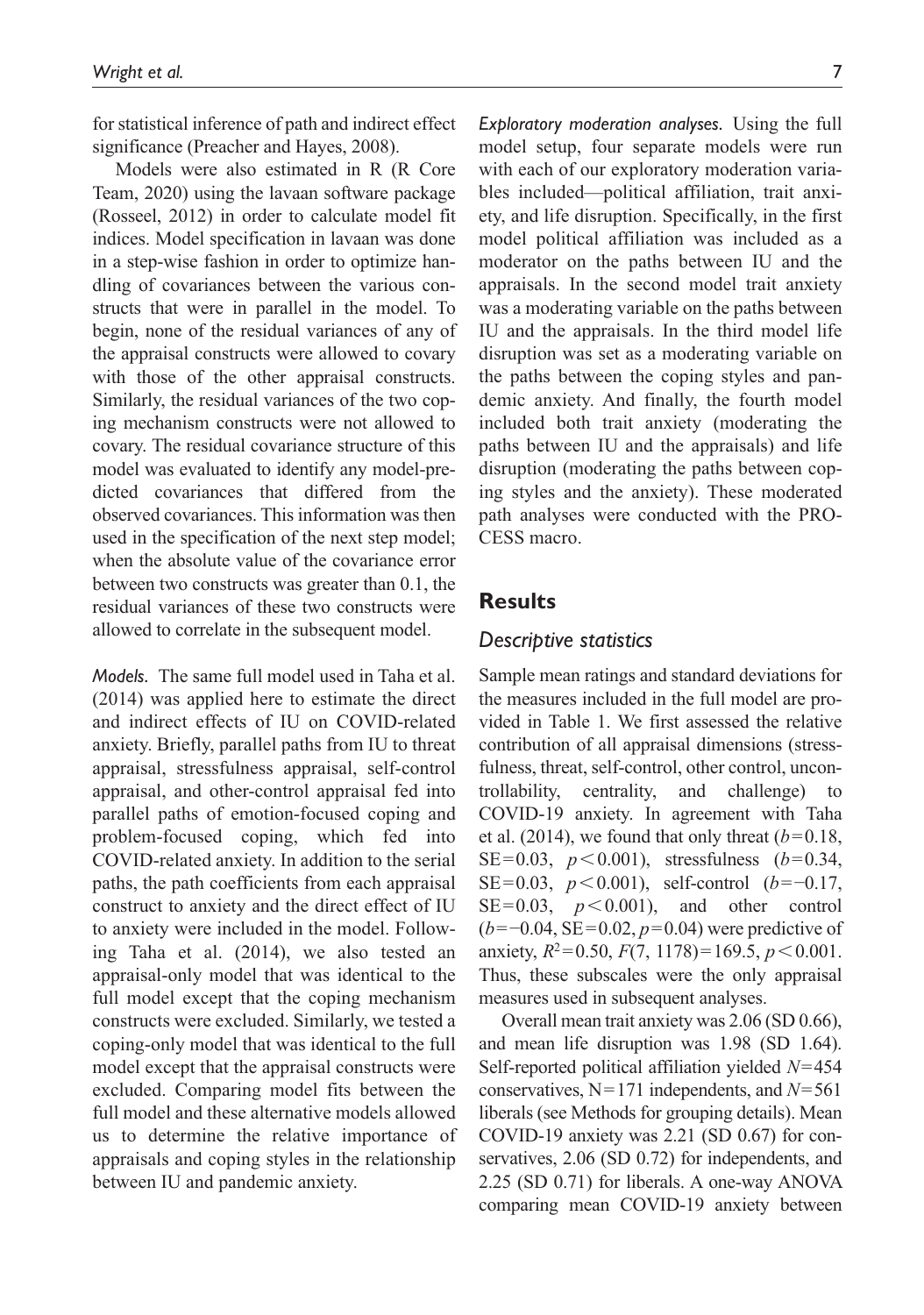for statistical inference of path and indirect effect significance (Preacher and Hayes, 2008).

Models were also estimated in R (R Core Team, 2020) using the lavaan software package (Rosseel, 2012) in order to calculate model fit indices. Model specification in lavaan was done in a step-wise fashion in order to optimize handling of covariances between the various constructs that were in parallel in the model. To begin, none of the residual variances of any of the appraisal constructs were allowed to covary with those of the other appraisal constructs. Similarly, the residual variances of the two coping mechanism constructs were not allowed to covary. The residual covariance structure of this model was evaluated to identify any model-predicted covariances that differed from the observed covariances. This information was then used in the specification of the next step model; when the absolute value of the covariance error between two constructs was greater than 0.1, the residual variances of these two constructs were allowed to correlate in the subsequent model.

*Models.* The same full model used in Taha et al. (2014) was applied here to estimate the direct and indirect effects of IU on COVID-related anxiety. Briefly, parallel paths from IU to threat appraisal, stressfulness appraisal, self-control appraisal, and other-control appraisal fed into parallel paths of emotion-focused coping and problem-focused coping, which fed into COVID-related anxiety. In addition to the serial paths, the path coefficients from each appraisal construct to anxiety and the direct effect of IU to anxiety were included in the model. Following Taha et al. (2014), we also tested an appraisal-only model that was identical to the full model except that the coping mechanism constructs were excluded. Similarly, we tested a coping-only model that was identical to the full model except that the appraisal constructs were excluded. Comparing model fits between the full model and these alternative models allowed us to determine the relative importance of appraisals and coping styles in the relationship between IU and pandemic anxiety.

*Exploratory moderation analyses.* Using the full model setup, four separate models were run with each of our exploratory moderation variables included—political affiliation, trait anxiety, and life disruption. Specifically, in the first model political affiliation was included as a moderator on the paths between IU and the appraisals. In the second model trait anxiety was a moderating variable on the paths between IU and the appraisals. In the third model life disruption was set as a moderating variable on the paths between the coping styles and pandemic anxiety. And finally, the fourth model included both trait anxiety (moderating the paths between IU and the appraisals) and life disruption (moderating the paths between coping styles and the anxiety). These moderated path analyses were conducted with the PROCESS macro.

## Results

### Descriptive statistics

Sample mean ratings and standard deviations for the measures included in the full model are provided in Table 1. We first assessed the relative contribution of all appraisal dimensions (stressfulness, threat, self-control, other control, uncontrollability, centrality, and challenge) to COVID-19 anxiety. In agreement with Taha et al. (2014), we found that only threat ($b=0.18$, $SE=0.03$, $p<0.001$), stressfulness ($b=0.34$, $SE=0.03$, $p<0.001$), self-control ($b=-0.17$, $SE=0.03$, $p<0.001$), and other control ($b=-0.04$, $SE=0.02$, $p=0.04$) were predictive of anxiety, $R^2=0.50$, $F(7, 1178)=169.5$, $p<0.001$. Thus, these subscales were the only appraisal measures used in subsequent analyses.

Overall mean trait anxiety was 2.06 (SD 0.66), and mean life disruption was 1.98 (SD 1.64). Self-reported political affiliation yielded $N=454$ conservatives, $N=171$ independents, and $N=561$ liberals (see Methods for grouping details). Mean COVID-19 anxiety was 2.21 (SD 0.67) for conservatives, 2.06 (SD 0.72) for independents, and 2.25 (SD 0.71) for liberals. A one-way ANOVA comparing mean COVID-19 anxiety between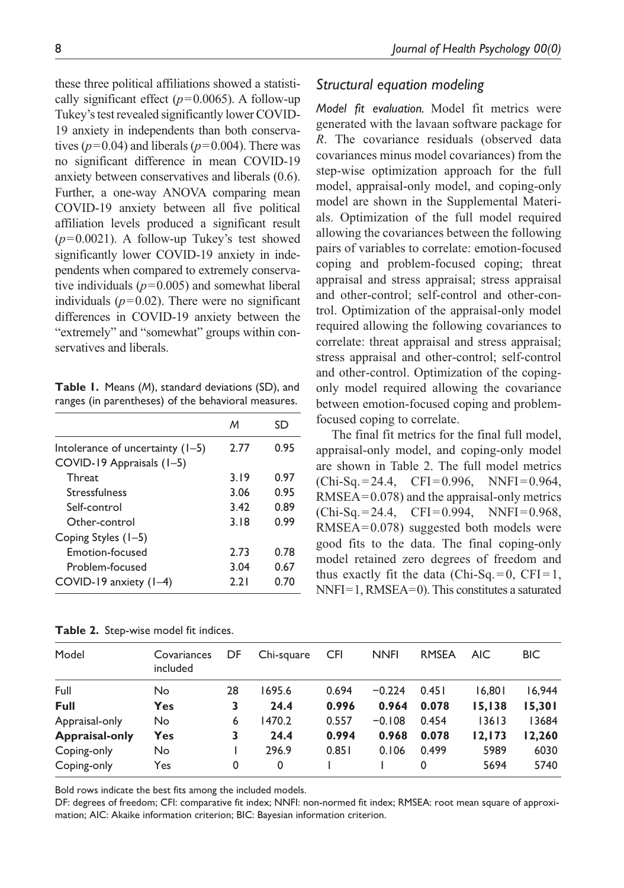these three political affiliations showed a statistically significant effect ($p=0.0065$). A follow-up Tukey's test revealed significantly lower COVID-19 anxiety in independents than both conservatives ($p=0.04$) and liberals ($p=0.004$). There was no significant difference in mean COVID-19 anxiety between conservatives and liberals (0.6). Further, a one-way ANOVA comparing mean COVID-19 anxiety between all five political affiliation levels produced a significant result ($p=0.0021$). A follow-up Tukey's test showed significantly lower COVID-19 anxiety in independents when compared to extremely conservative individuals ($p=0.005$) and somewhat liberal individuals ($p=0.02$). There were no significant differences in COVID-19 anxiety between the "extremely" and "somewhat" groups within conservatives and liberals.

**Table 1.** Means (*M*), standard deviations (SD), and ranges (in parentheses) of the behavioral measures.

| | *M* | SD |
|---|---|---|
| Intolerance of uncertainty (1–5) | 2.77 | 0.95 |
| COVID-19 Appraisals (1–5) | | |
| Threat | 3.19 | 0.97 |
| Stressfulness | 3.06 | 0.95 |
| Self-control | 3.42 | 0.89 |
| Other-control | 3.18 | 0.99 |
| Coping Styles (1–5) | | |
| Emotion-focused | 2.73 | 0.78 |
| Problem-focused | 3.04 | 0.67 |
| COVID-19 anxiety (1–4) | 2.21 | 0.70 |

## *Structural equation modeling*

*Model fit evaluation.* Model fit metrics were generated with the lavaan software package for *R*. The covariance residuals (observed data covariances minus model covariances) from the step-wise optimization approach for the full model, appraisal-only model, and coping-only model are shown in the Supplemental Materials. Optimization of the full model required allowing the covariances between the following pairs of variables to correlate: emotion-focused coping and problem-focused coping; threat appraisal and stress appraisal; stress appraisal and other-control; self-control and other-control. Optimization of the appraisal-only model required allowing the following covariances to correlate: threat appraisal and stress appraisal; stress appraisal and other-control; self-control and other-control. Optimization of the coping-only model required allowing the covariance between emotion-focused coping and problem-focused coping to correlate.

The final fit metrics for the final full model, appraisal-only model, and coping-only model are shown in Table 2. The full model metrics (Chi-Sq.$=24.4$, CFI$=0.996$, NNFI$=0.964$, RMSEA$=0.078$) and the appraisal-only metrics (Chi-Sq.$=24.4$, CFI$=0.994$, NNFI$=0.968$, RMSEA$=0.078$) suggested both models were good fits to the data. The final coping-only model retained zero degrees of freedom and thus exactly fit the data (Chi-Sq.$=0$, CFI$=1$, NNFI$=1$, RMSEA$=0$). This constitutes a saturated

**Table 2.** Step-wise model fit indices.

| Model | Covariances included | DF | Chi-square | CFI | NNFI | RMSEA | AIC | BIC |
|---|---|---|---|---|---|---|---|---|
| Full | No | 28 | 1695.6 | 0.694 | −0.224 | 0.451 | 16,801 | 16,944 |
| **Full** | **Yes** | **3** | **24.4** | **0.996** | **0.964** | **0.078** | **15,138** | **15,301** |
| Appraisal-only | No | 6 | 1470.2 | 0.557 | −0.108 | 0.454 | 13613 | 13684 |
| **Appraisal-only** | **Yes** | **3** | **24.4** | **0.994** | **0.968** | **0.078** | **12,173** | **12,260** |
| Coping-only | No | 1 | 296.9 | 0.851 | 0.106 | 0.499 | 5989 | 6030 |
| Coping-only | Yes | 0 | 0 | 1 | 1 | 0 | 5694 | 5740 |

Bold rows indicate the best fits among the included models.

DF: degrees of freedom; CFI: comparative fit index; NNFI: non-normed fit index; RMSEA: root mean square of approximation; AIC: Akaike information criterion; BIC: Bayesian information criterion.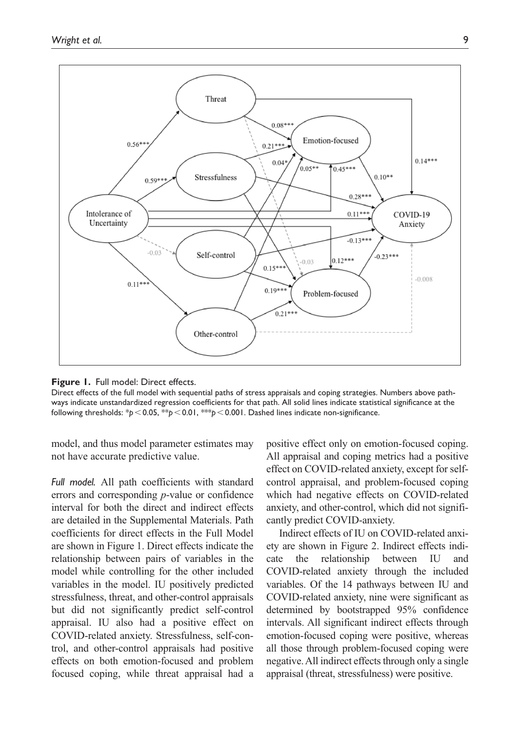**Figure 1.** Full model: Direct effects.

Direct effects of the full model with sequential paths of stress appraisals and coping strategies. Numbers above pathways indicate unstandardized regression coefficients for that path. All solid lines indicate statistical significance at the following thresholds: $*p < 0.05$, $**p < 0.01$, $***p < 0.001$. Dashed lines indicate non-significance.

model, and thus model parameter estimates may not have accurate predictive value.

*Full model.* All path coefficients with standard errors and corresponding *p*-value or confidence interval for both the direct and indirect effects are detailed in the Supplemental Materials. Path coefficients for direct effects in the Full Model are shown in Figure 1. Direct effects indicate the relationship between pairs of variables in the model while controlling for the other included variables in the model. IU positively predicted stressfulness, threat, and other-control appraisals but did not significantly predict self-control appraisal. IU also had a positive effect on COVID-related anxiety. Stressfulness, self-control, and other-control appraisals had positive effects on both emotion-focused and problem focused coping, while threat appraisal had a positive effect only on emotion-focused coping. All appraisal and coping metrics had a positive effect on COVID-related anxiety, except for self-control appraisal, and problem-focused coping which had negative effects on COVID-related anxiety, and other-control, which did not significantly predict COVID-anxiety.

Indirect effects of IU on COVID-related anxiety are shown in Figure 2. Indirect effects indicate the relationship between IU and COVID-related anxiety through the included variables. Of the 14 pathways between IU and COVID-related anxiety, nine were significant as determined by bootstrapped 95% confidence intervals. All significant indirect effects through emotion-focused coping were positive, whereas all those through problem-focused coping were negative. All indirect effects through only a single appraisal (threat, stressfulness) were positive.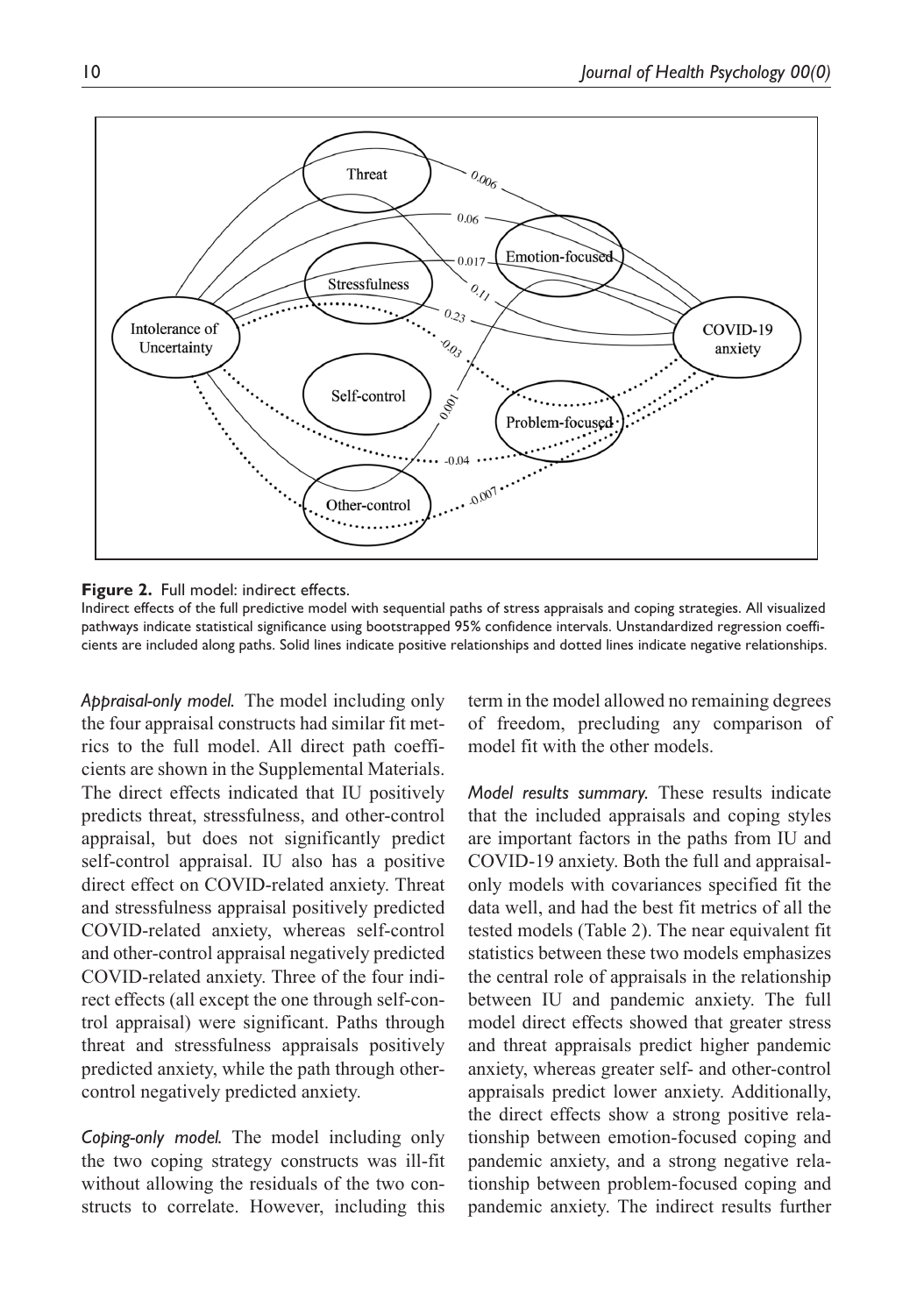**Figure 2.** Full model: indirect effects.

Indirect effects of the full predictive model with sequential paths of stress appraisals and coping strategies. All visualized pathways indicate statistical significance using bootstrapped 95% confidence intervals. Unstandardized regression coefficients are included along paths. Solid lines indicate positive relationships and dotted lines indicate negative relationships.

*Appraisal-only model.* The model including only the four appraisal constructs had similar fit metrics to the full model. All direct path coefficients are shown in the Supplemental Materials. The direct effects indicated that IU positively predicts threat, stressfulness, and other-control appraisal, but does not significantly predict self-control appraisal. IU also has a positive direct effect on COVID-related anxiety. Threat and stressfulness appraisal positively predicted COVID-related anxiety, whereas self-control and other-control appraisal negatively predicted COVID-related anxiety. Three of the four indirect effects (all except the one through self-control appraisal) were significant. Paths through threat and stressfulness appraisals positively predicted anxiety, while the path through other-control negatively predicted anxiety.

*Coping-only model.* The model including only the two coping strategy constructs was ill-fit without allowing the residuals of the two constructs to correlate. However, including this term in the model allowed no remaining degrees of freedom, precluding any comparison of model fit with the other models.

*Model results summary.* These results indicate that the included appraisals and coping styles are important factors in the paths from IU and COVID-19 anxiety. Both the full and appraisal-only models with covariances specified fit the data well, and had the best fit metrics of all the tested models (Table 2). The near equivalent fit statistics between these two models emphasizes the central role of appraisals in the relationship between IU and pandemic anxiety. The full model direct effects showed that greater stress and threat appraisals predict higher pandemic anxiety, whereas greater self- and other-control appraisals predict lower anxiety. Additionally, the direct effects show a strong positive relationship between emotion-focused coping and pandemic anxiety, and a strong negative relationship between problem-focused coping and pandemic anxiety. The indirect results further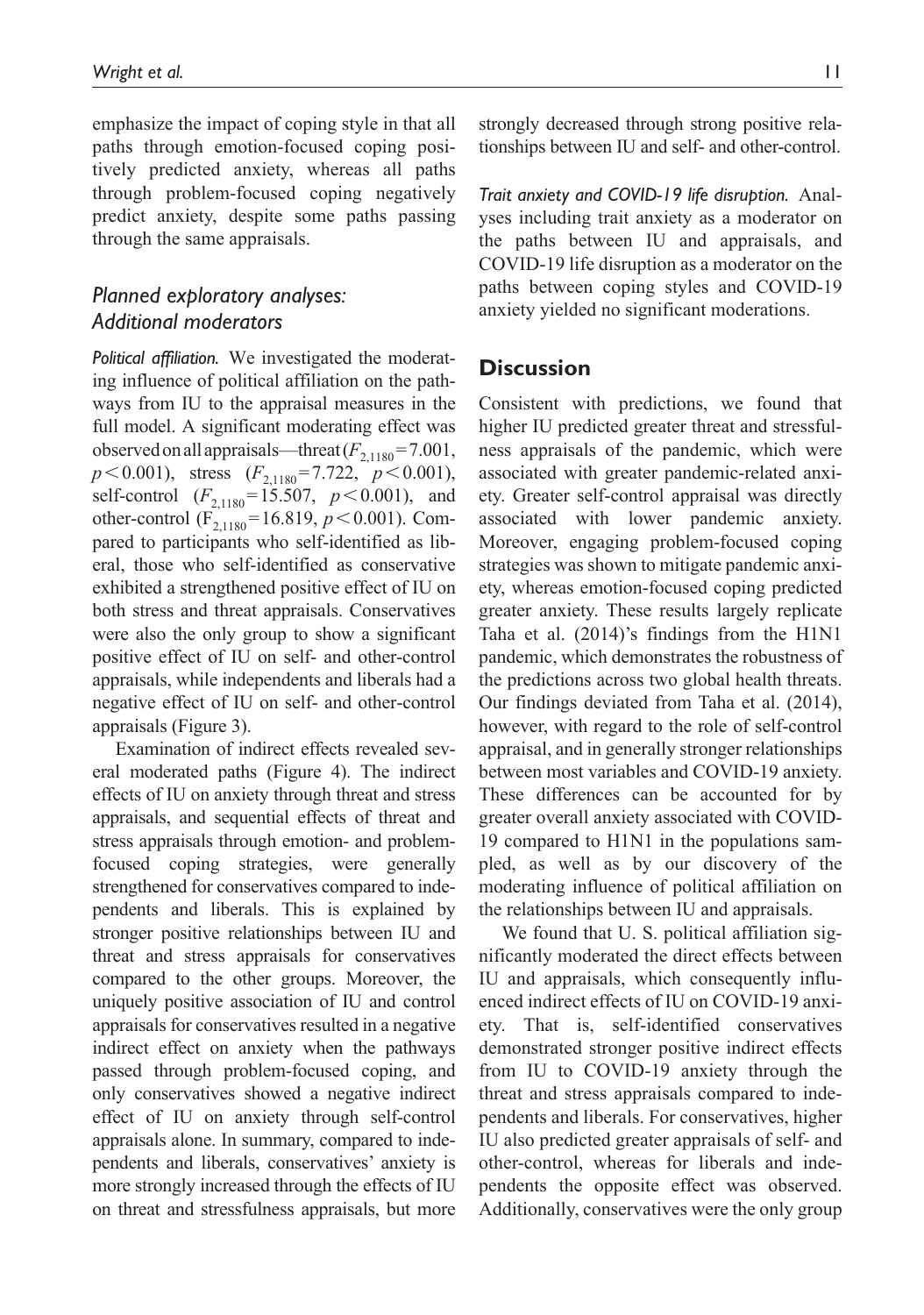emphasize the impact of coping style in that all paths through emotion-focused coping positively predicted anxiety, whereas all paths through problem-focused coping negatively predict anxiety, despite some paths passing through the same appraisals.

## Planned exploratory analyses: Additional moderators

*Political affiliation.* We investigated the moderating influence of political affiliation on the pathways from IU to the appraisal measures in the full model. A significant moderating effect was observed on all appraisals—threat ($F_{2,1180}=7.001$, $p<0.001$), stress ($F_{2,1180}=7.722$, $p<0.001$), self-control ($F_{2,1180}=15.507$, $p<0.001$), and other-control ($F_{2,1180}=16.819$, $p<0.001$). Compared to participants who self-identified as liberal, those who self-identified as conservative exhibited a strengthened positive effect of IU on both stress and threat appraisals. Conservatives were also the only group to show a significant positive effect of IU on self- and other-control appraisals, while independents and liberals had a negative effect of IU on self- and other-control appraisals (Figure 3).

Examination of indirect effects revealed several moderated paths (Figure 4). The indirect effects of IU on anxiety through threat and stress appraisals, and sequential effects of threat and stress appraisals through emotion- and problem-focused coping strategies, were generally strengthened for conservatives compared to independents and liberals. This is explained by stronger positive relationships between IU and threat and stress appraisals for conservatives compared to the other groups. Moreover, the uniquely positive association of IU and control appraisals for conservatives resulted in a negative indirect effect on anxiety when the pathways passed through problem-focused coping, and only conservatives showed a negative indirect effect of IU on anxiety through self-control appraisals alone. In summary, compared to independents and liberals, conservatives' anxiety is more strongly increased through the effects of IU on threat and stressfulness appraisals, but more strongly decreased through strong positive relationships between IU and self- and other-control.

*Trait anxiety and COVID-19 life disruption.* Analyses including trait anxiety as a moderator on the paths between IU and appraisals, and COVID-19 life disruption as a moderator on the paths between coping styles and COVID-19 anxiety yielded no significant moderations.

# Discussion

Consistent with predictions, we found that higher IU predicted greater threat and stressfulness appraisals of the pandemic, which were associated with greater pandemic-related anxiety. Greater self-control appraisal was directly associated with lower pandemic anxiety. Moreover, engaging problem-focused coping strategies was shown to mitigate pandemic anxiety, whereas emotion-focused coping predicted greater anxiety. These results largely replicate Taha et al. (2014)'s findings from the H1N1 pandemic, which demonstrates the robustness of the predictions across two global health threats. Our findings deviated from Taha et al. (2014), however, with regard to the role of self-control appraisal, and in generally stronger relationships between most variables and COVID-19 anxiety. These differences can be accounted for by greater overall anxiety associated with COVID-19 compared to H1N1 in the populations sampled, as well as by our discovery of the moderating influence of political affiliation on the relationships between IU and appraisals.

We found that U. S. political affiliation significantly moderated the direct effects between IU and appraisals, which consequently influenced indirect effects of IU on COVID-19 anxiety. That is, self-identified conservatives demonstrated stronger positive indirect effects from IU to COVID-19 anxiety through the threat and stress appraisals compared to independents and liberals. For conservatives, higher IU also predicted greater appraisals of self- and other-control, whereas for liberals and independents the opposite effect was observed. Additionally, conservatives were the only group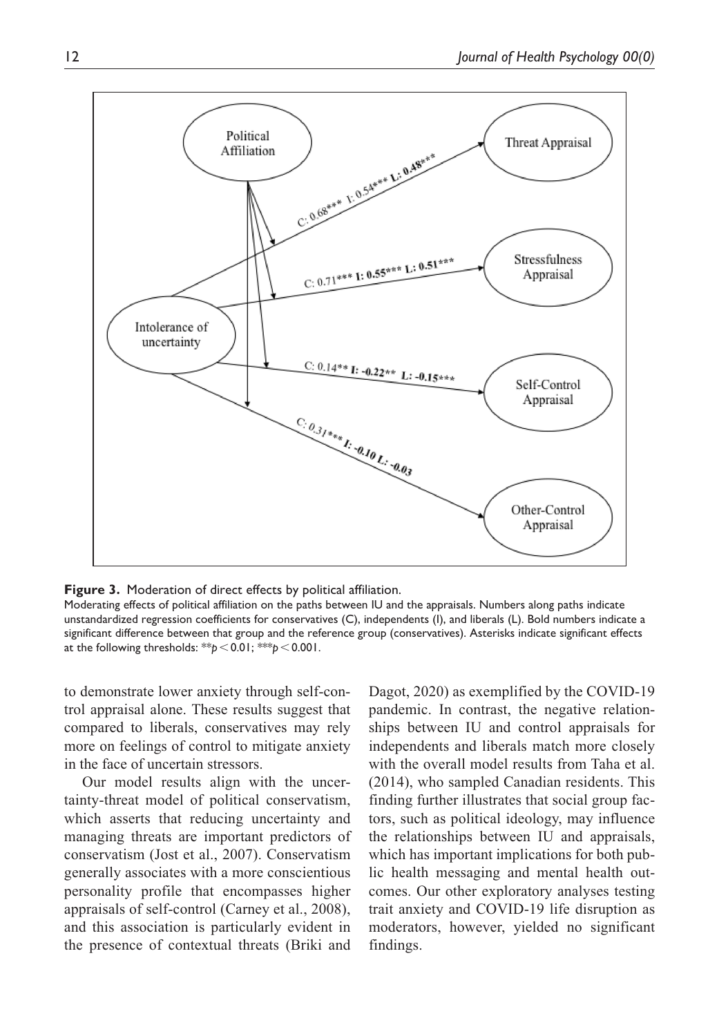**Figure 3.** Moderation of direct effects by political affiliation.

Moderating effects of political affiliation on the paths between IU and the appraisals. Numbers along paths indicate unstandardized regression coefficients for conservatives (C), independents (I), and liberals (L). Bold numbers indicate a significant difference between that group and the reference group (conservatives). Asterisks indicate significant effects at the following thresholds: $^{**}p < 0.01$; $^{***}p < 0.001$.

to demonstrate lower anxiety through self-control appraisal alone. These results suggest that compared to liberals, conservatives may rely more on feelings of control to mitigate anxiety in the face of uncertain stressors.

Our model results align with the uncertainty-threat model of political conservatism, which asserts that reducing uncertainty and managing threats are important predictors of conservatism (Jost et al., 2007). Conservatism generally associates with a more conscientious personality profile that encompasses higher appraisals of self-control (Carney et al., 2008), and this association is particularly evident in the presence of contextual threats (Briki and Dagot, 2020) as exemplified by the COVID-19 pandemic. In contrast, the negative relationships between IU and control appraisals for independents and liberals match more closely with the overall model results from Taha et al. (2014), who sampled Canadian residents. This finding further illustrates that social group factors, such as political ideology, may influence the relationships between IU and appraisals, which has important implications for both public health messaging and mental health outcomes. Our other exploratory analyses testing trait anxiety and COVID-19 life disruption as moderators, however, yielded no significant findings.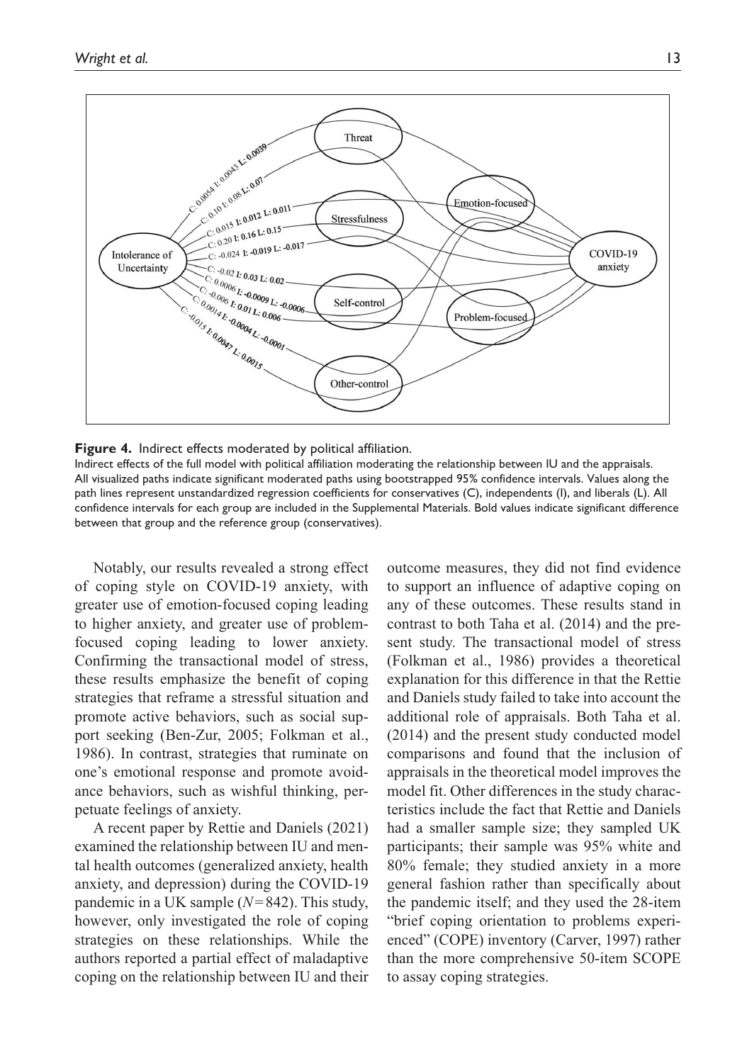**Figure 4.** Indirect effects moderated by political affiliation.

Indirect effects of the full model with political affiliation moderating the relationship between IU and the appraisals. All visualized paths indicate significant moderated paths using bootstrapped 95% confidence intervals. Values along the path lines represent unstandardized regression coefficients for conservatives (C), independents (I), and liberals (L). All confidence intervals for each group are included in the Supplemental Materials. Bold values indicate significant difference between that group and the reference group (conservatives).

Notably, our results revealed a strong effect of coping style on COVID-19 anxiety, with greater use of emotion-focused coping leading to higher anxiety, and greater use of problem-focused coping leading to lower anxiety. Confirming the transactional model of stress, these results emphasize the benefit of coping strategies that reframe a stressful situation and promote active behaviors, such as social support seeking (Ben-Zur, 2005; Folkman et al., 1986). In contrast, strategies that ruminate on one's emotional response and promote avoidance behaviors, such as wishful thinking, perpetuate feelings of anxiety.

A recent paper by Rettie and Daniels (2021) examined the relationship between IU and mental health outcomes (generalized anxiety, health anxiety, and depression) during the COVID-19 pandemic in a UK sample ($N=842$). This study, however, only investigated the role of coping strategies on these relationships. While the authors reported a partial effect of maladaptive coping on the relationship between IU and their outcome measures, they did not find evidence to support an influence of adaptive coping on any of these outcomes. These results stand in contrast to both Taha et al. (2014) and the present study. The transactional model of stress (Folkman et al., 1986) provides a theoretical explanation for this difference in that the Rettie and Daniels study failed to take into account the additional role of appraisals. Both Taha et al. (2014) and the present study conducted model comparisons and found that the inclusion of appraisals in the theoretical model improves the model fit. Other differences in the study characteristics include the fact that Rettie and Daniels had a smaller sample size; they sampled UK participants; their sample was 95% white and 80% female; they studied anxiety in a more general fashion rather than specifically about the pandemic itself; and they used the 28-item "brief coping orientation to problems experienced" (COPE) inventory (Carver, 1997) rather than the more comprehensive 50-item SCOPE to assay coping strategies.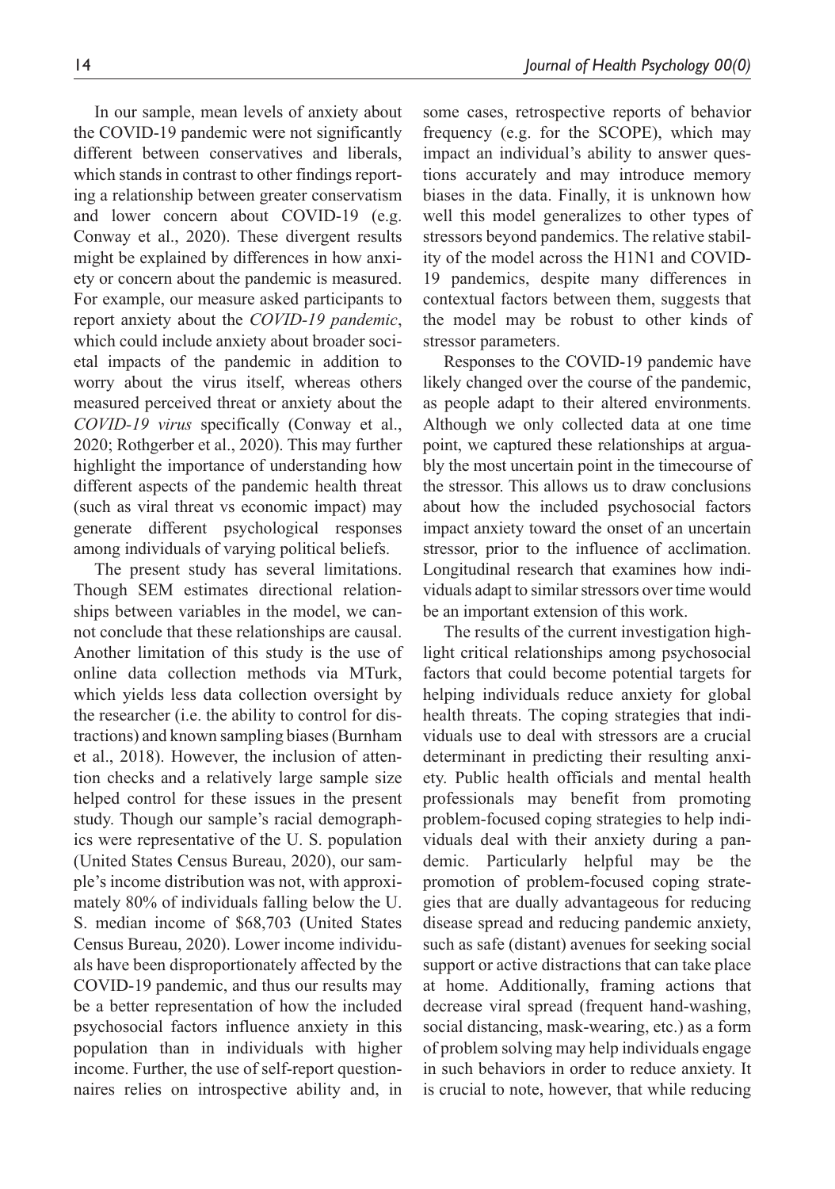In our sample, mean levels of anxiety about the COVID-19 pandemic were not significantly different between conservatives and liberals, which stands in contrast to other findings reporting a relationship between greater conservatism and lower concern about COVID-19 (e.g. Conway et al., 2020). These divergent results might be explained by differences in how anxiety or concern about the pandemic is measured. For example, our measure asked participants to report anxiety about the *COVID-19 pandemic*, which could include anxiety about broader societal impacts of the pandemic in addition to worry about the virus itself, whereas others measured perceived threat or anxiety about the *COVID-19 virus* specifically (Conway et al., 2020; Rothgerber et al., 2020). This may further highlight the importance of understanding how different aspects of the pandemic health threat (such as viral threat vs economic impact) may generate different psychological responses among individuals of varying political beliefs.

The present study has several limitations. Though SEM estimates directional relationships between variables in the model, we cannot conclude that these relationships are causal. Another limitation of this study is the use of online data collection methods via MTurk, which yields less data collection oversight by the researcher (i.e. the ability to control for distractions) and known sampling biases (Burnham et al., 2018). However, the inclusion of attention checks and a relatively large sample size helped control for these issues in the present study. Though our sample's racial demographics were representative of the U. S. population (United States Census Bureau, 2020), our sample's income distribution was not, with approximately 80% of individuals falling below the U. S. median income of $68,703 (United States Census Bureau, 2020). Lower income individuals have been disproportionately affected by the COVID-19 pandemic, and thus our results may be a better representation of how the included psychosocial factors influence anxiety in this population than in individuals with higher income. Further, the use of self-report questionnaires relies on introspective ability and, in some cases, retrospective reports of behavior frequency (e.g. for the SCOPE), which may impact an individual's ability to answer questions accurately and may introduce memory biases in the data. Finally, it is unknown how well this model generalizes to other types of stressors beyond pandemics. The relative stability of the model across the H1N1 and COVID-19 pandemics, despite many differences in contextual factors between them, suggests that the model may be robust to other kinds of stressor parameters.

Responses to the COVID-19 pandemic have likely changed over the course of the pandemic, as people adapt to their altered environments. Although we only collected data at one time point, we captured these relationships at arguably the most uncertain point in the timecourse of the stressor. This allows us to draw conclusions about how the included psychosocial factors impact anxiety toward the onset of an uncertain stressor, prior to the influence of acclimation. Longitudinal research that examines how individuals adapt to similar stressors over time would be an important extension of this work.

The results of the current investigation highlight critical relationships among psychosocial factors that could become potential targets for helping individuals reduce anxiety for global health threats. The coping strategies that individuals use to deal with stressors are a crucial determinant in predicting their resulting anxiety. Public health officials and mental health professionals may benefit from promoting problem-focused coping strategies to help individuals deal with their anxiety during a pandemic. Particularly helpful may be the promotion of problem-focused coping strategies that are dually advantageous for reducing disease spread and reducing pandemic anxiety, such as safe (distant) avenues for seeking social support or active distractions that can take place at home. Additionally, framing actions that decrease viral spread (frequent hand-washing, social distancing, mask-wearing, etc.) as a form of problem solving may help individuals engage in such behaviors in order to reduce anxiety. It is crucial to note, however, that while reducing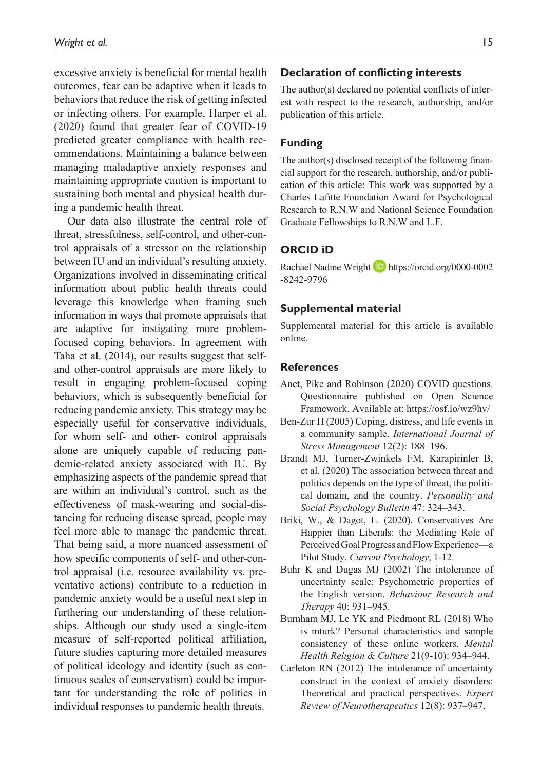excessive anxiety is beneficial for mental health outcomes, fear can be adaptive when it leads to behaviors that reduce the risk of getting infected or infecting others. For example, Harper et al. (2020) found that greater fear of COVID-19 predicted greater compliance with health recommendations. Maintaining a balance between managing maladaptive anxiety responses and maintaining appropriate caution is important to sustaining both mental and physical health during a pandemic health threat.

Our data also illustrate the central role of threat, stressfulness, self-control, and other-control appraisals of a stressor on the relationship between IU and an individual's resulting anxiety. Organizations involved in disseminating critical information about public health threats could leverage this knowledge when framing such information in ways that promote appraisals that are adaptive for instigating more problem-focused coping behaviors. In agreement with Taha et al. (2014), our results suggest that self- and other-control appraisals are more likely to result in engaging problem-focused coping behaviors, which is subsequently beneficial for reducing pandemic anxiety. This strategy may be especially useful for conservative individuals, for whom self- and other- control appraisals alone are uniquely capable of reducing pandemic-related anxiety associated with IU. By emphasizing aspects of the pandemic spread that are within an individual's control, such as the effectiveness of mask-wearing and social-distancing for reducing disease spread, people may feel more able to manage the pandemic threat. That being said, a more nuanced assessment of how specific components of self- and other-control appraisal (i.e. resource availability vs. preventative actions) contribute to a reduction in pandemic anxiety would be a useful next step in furthering our understanding of these relationships. Although our study used a single-item measure of self-reported political affiliation, future studies capturing more detailed measures of political ideology and identity (such as continuous scales of conservatism) could be important for understanding the role of politics in individual responses to pandemic health threats.

## Declaration of conflicting interests

The author(s) declared no potential conflicts of interest with respect to the research, authorship, and/or publication of this article.

## Funding

The author(s) disclosed receipt of the following financial support for the research, authorship, and/or publication of this article: This work was supported by a Charles Lafitte Foundation Award for Psychological Research to R.N.W and National Science Foundation Graduate Fellowships to R.N.W and L.F.

## ORCID iD

Rachael Nadine Wright https://orcid.org/0000-0002-8242-9796

## Supplemental material

Supplemental material for this article is available online.

## References

Anet, Pike and Robinson (2020) COVID questions. Questionnaire published on Open Science Framework. Available at: https://osf.io/wz9hv/

Ben-Zur H (2005) Coping, distress, and life events in a community sample. *International Journal of Stress Management* 12(2): 188–196.

Brandt MJ, Turner-Zwinkels FM, Karapirinler B, et al. (2020) The association between threat and politics depends on the type of threat, the political domain, and the country. *Personality and Social Psychology Bulletin* 47: 324–343.

Briki, W., & Dagot, L. (2020). Conservatives Are Happier than Liberals: the Mediating Role of Perceived Goal Progress and Flow Experience—a Pilot Study. *Current Psychology*, 1-12.

Buhr K and Dugas MJ (2002) The intolerance of uncertainty scale: Psychometric properties of the English version. *Behaviour Research and Therapy* 40: 931–945.

Burnham MJ, Le YK and Piedmont RL (2018) Who is mturk? Personal characteristics and sample consistency of these online workers. *Mental Health Religion & Culture* 21(9-10): 934–944.

Carleton RN (2012) The intolerance of uncertainty construct in the context of anxiety disorders: Theoretical and practical perspectives. *Expert Review of Neurotherapeutics* 12(8): 937–947.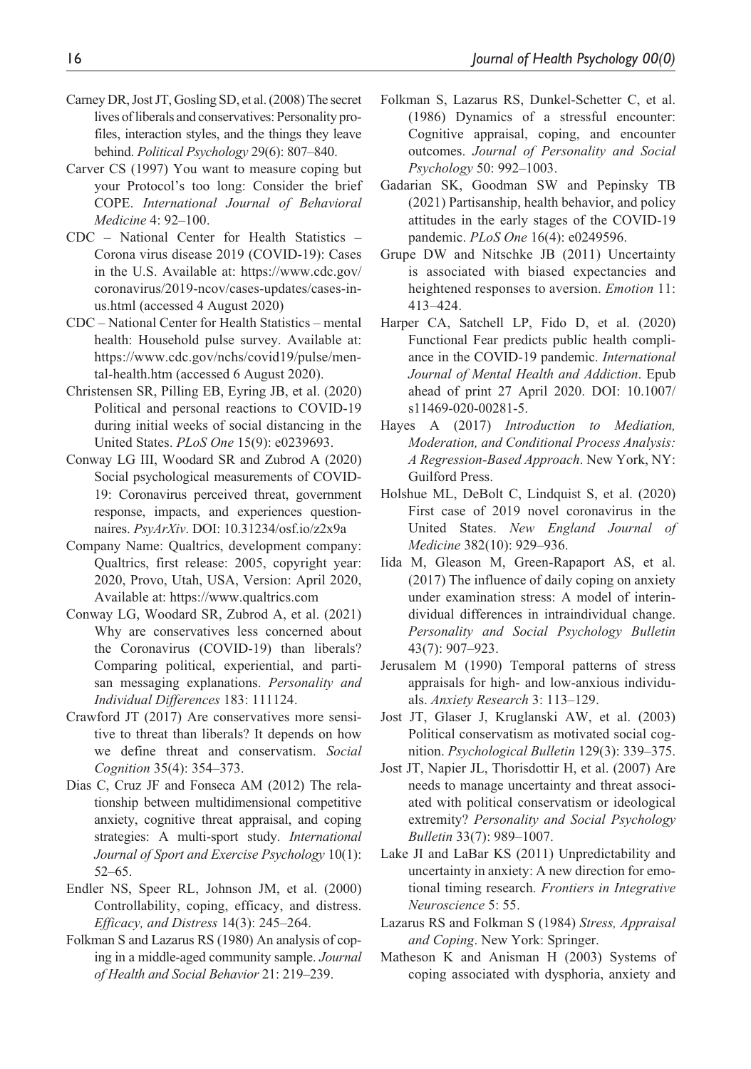Carney DR, Jost JT, Gosling SD, et al. (2008) The secret lives of liberals and conservatives: Personality profiles, interaction styles, and the things they leave behind. *Political Psychology* 29(6): 807–840.

Carver CS (1997) You want to measure coping but your Protocol's too long: Consider the brief COPE. *International Journal of Behavioral Medicine* 4: 92–100.

CDC – National Center for Health Statistics – Corona virus disease 2019 (COVID-19): Cases in the U.S. Available at: https://www.cdc.gov/coronavirus/2019-ncov/cases-updates/cases-in-us.html (accessed 4 August 2020)

CDC – National Center for Health Statistics – mental health: Household pulse survey. Available at: https://www.cdc.gov/nchs/covid19/pulse/mental-health.htm (accessed 6 August 2020).

Christensen SR, Pilling EB, Eyring JB, et al. (2020) Political and personal reactions to COVID-19 during initial weeks of social distancing in the United States. *PLoS One* 15(9): e0239693.

Conway LG III, Woodard SR and Zubrod A (2020) Social psychological measurements of COVID-19: Coronavirus perceived threat, government response, impacts, and experiences questionnaires. *PsyArXiv*. DOI: 10.31234/osf.io/z2x9a

Company Name: Qualtrics, development company: Qualtrics, first release: 2005, copyright year: 2020, Provo, Utah, USA, Version: April 2020, Available at: https://www.qualtrics.com

Conway LG, Woodard SR, Zubrod A, et al. (2021) Why are conservatives less concerned about the Coronavirus (COVID-19) than liberals? Comparing political, experiential, and partisan messaging explanations. *Personality and Individual Differences* 183: 111124.

Crawford JT (2017) Are conservatives more sensitive to threat than liberals? It depends on how we define threat and conservatism. *Social Cognition* 35(4): 354–373.

Dias C, Cruz JF and Fonseca AM (2012) The relationship between multidimensional competitive anxiety, cognitive threat appraisal, and coping strategies: A multi-sport study. *International Journal of Sport and Exercise Psychology* 10(1): 52–65.

Endler NS, Speer RL, Johnson JM, et al. (2000) Controllability, coping, efficacy, and distress. *Efficacy, and Distress* 14(3): 245–264.

Folkman S and Lazarus RS (1980) An analysis of coping in a middle-aged community sample. *Journal of Health and Social Behavior* 21: 219–239.

Folkman S, Lazarus RS, Dunkel-Schetter C, et al. (1986) Dynamics of a stressful encounter: Cognitive appraisal, coping, and encounter outcomes. *Journal of Personality and Social Psychology* 50: 992–1003.

Gadarian SK, Goodman SW and Pepinsky TB (2021) Partisanship, health behavior, and policy attitudes in the early stages of the COVID-19 pandemic. *PLoS One* 16(4): e0249596.

Grupe DW and Nitschke JB (2011) Uncertainty is associated with biased expectancies and heightened responses to aversion. *Emotion* 11: 413–424.

Harper CA, Satchell LP, Fido D, et al. (2020) Functional Fear predicts public health compliance in the COVID-19 pandemic. *International Journal of Mental Health and Addiction*. Epub ahead of print 27 April 2020. DOI: 10.1007/s11469-020-00281-5.

Hayes A (2017) *Introduction to Mediation, Moderation, and Conditional Process Analysis: A Regression-Based Approach*. New York, NY: Guilford Press.

Holshue ML, DeBolt C, Lindquist S, et al. (2020) First case of 2019 novel coronavirus in the United States. *New England Journal of Medicine* 382(10): 929–936.

Iida M, Gleason M, Green-Rapaport AS, et al. (2017) The influence of daily coping on anxiety under examination stress: A model of interindividual differences in intraindividual change. *Personality and Social Psychology Bulletin* 43(7): 907–923.

Jerusalem M (1990) Temporal patterns of stress appraisals for high- and low-anxious individuals. *Anxiety Research* 3: 113–129.

Jost JT, Glaser J, Kruglanski AW, et al. (2003) Political conservatism as motivated social cognition. *Psychological Bulletin* 129(3): 339–375.

Jost JT, Napier JL, Thorisdottir H, et al. (2007) Are needs to manage uncertainty and threat associated with political conservatism or ideological extremity? *Personality and Social Psychology Bulletin* 33(7): 989–1007.

Lake JI and LaBar KS (2011) Unpredictability and uncertainty in anxiety: A new direction for emotional timing research. *Frontiers in Integrative Neuroscience* 5: 55.

Lazarus RS and Folkman S (1984) *Stress, Appraisal and Coping*. New York: Springer.

Matheson K and Anisman H (2003) Systems of coping associated with dysphoria, anxiety and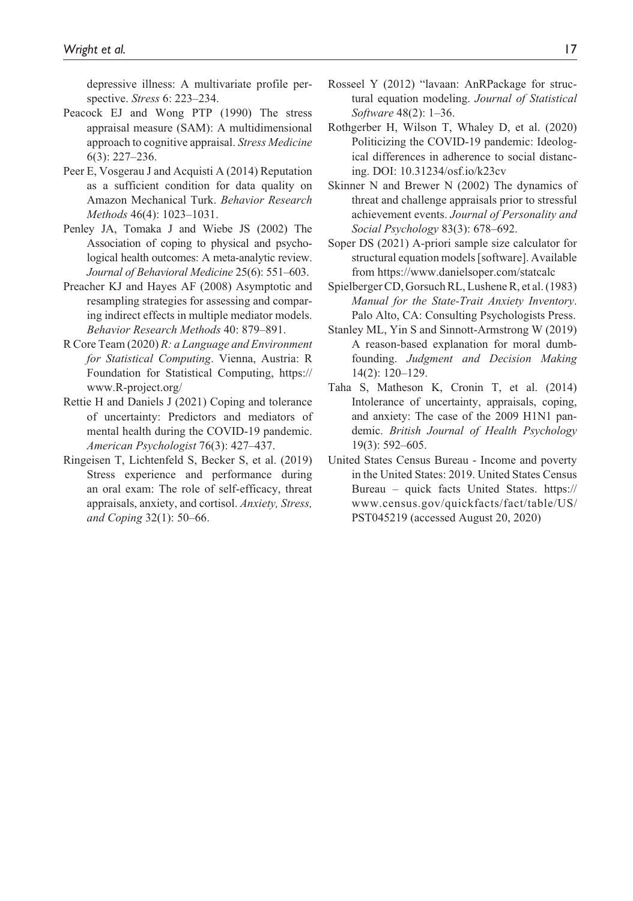depressive illness: A multivariate profile perspective. *Stress* 6: 223–234.

Peacock EJ and Wong PTP (1990) The stress appraisal measure (SAM): A multidimensional approach to cognitive appraisal. *Stress Medicine* 6(3): 227–236.

Peer E, Vosgerau J and Acquisti A (2014) Reputation as a sufficient condition for data quality on Amazon Mechanical Turk. *Behavior Research Methods* 46(4): 1023–1031.

Penley JA, Tomaka J and Wiebe JS (2002) The Association of coping to physical and psychological health outcomes: A meta-analytic review. *Journal of Behavioral Medicine* 25(6): 551–603.

Preacher KJ and Hayes AF (2008) Asymptotic and resampling strategies for assessing and comparing indirect effects in multiple mediator models. *Behavior Research Methods* 40: 879–891.

R Core Team (2020) *R: a Language and Environment for Statistical Computing*. Vienna, Austria: R Foundation for Statistical Computing, https://www.R-project.org/

Rettie H and Daniels J (2021) Coping and tolerance of uncertainty: Predictors and mediators of mental health during the COVID-19 pandemic. *American Psychologist* 76(3): 427–437.

Ringeisen T, Lichtenfeld S, Becker S, et al. (2019) Stress experience and performance during an oral exam: The role of self-efficacy, threat appraisals, anxiety, and cortisol. *Anxiety, Stress, and Coping* 32(1): 50–66.

Rosseel Y (2012) "lavaan: AnRPackage for structural equation modeling. *Journal of Statistical Software* 48(2): 1–36.

Rothgerber H, Wilson T, Whaley D, et al. (2020) Politicizing the COVID-19 pandemic: Ideological differences in adherence to social distancing. DOI: 10.31234/osf.io/k23cv

Skinner N and Brewer N (2002) The dynamics of threat and challenge appraisals prior to stressful achievement events. *Journal of Personality and Social Psychology* 83(3): 678–692.

Soper DS (2021) A-priori sample size calculator for structural equation models [software]. Available from https://www.danielsoper.com/statcalc

Spielberger CD, Gorsuch RL, Lushene R, et al. (1983) *Manual for the State-Trait Anxiety Inventory*. Palo Alto, CA: Consulting Psychologists Press.

Stanley ML, Yin S and Sinnott-Armstrong W (2019) A reason-based explanation for moral dumbfounding. *Judgment and Decision Making* 14(2): 120–129.

Taha S, Matheson K, Cronin T, et al. (2014) Intolerance of uncertainty, appraisals, coping, and anxiety: The case of the 2009 H1N1 pandemic. *British Journal of Health Psychology* 19(3): 592–605.

United States Census Bureau - Income and poverty in the United States: 2019. United States Census Bureau – quick facts United States. https://www.census.gov/quickfacts/fact/table/US/PST045219 (accessed August 20, 2020)